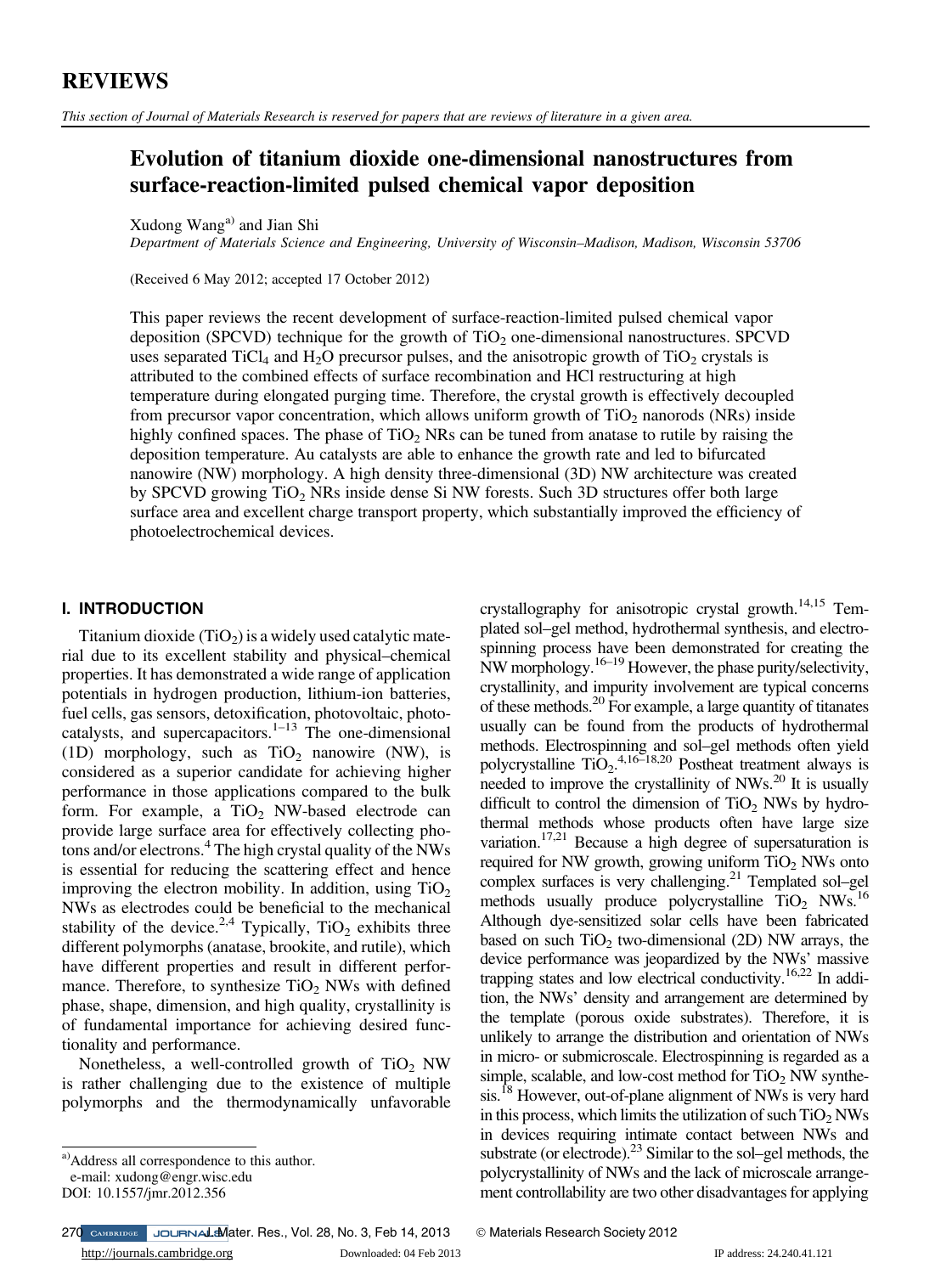# REVIEWS

*This section of Journal of Materials Research is reserved for papers that are reviews of literature in a given area.*

## Evolution of titanium dioxide one-dimensional nanostructures from surface-reaction-limited pulsed chemical vapor deposition

Xudong Wang[a)] and Jian Shi

*Department of Materials Science and Engineering, University of Wisconsin–Madison, Madison, Wisconsin 53706*

(Received 6 May 2012; accepted 17 October 2012)

This paper reviews the recent development of surface-reaction-limited pulsed chemical vapor deposition (SPCVD) technique for the growth of $TiO_2$ one-dimensional nanostructures. SPCVD uses separated $TiCl_4$ and $H_2O$ precursor pulses, and the anisotropic growth of $TiO_2$ crystals is attributed to the combined effects of surface recombination and HCl restructuring at high temperature during elongated purging time. Therefore, the crystal growth is effectively decoupled from precursor vapor concentration, which allows uniform growth of $TiO_2$ nanorods (NRs) inside highly confined spaces. The phase of $TiO_2$ NRs can be tuned from anatase to rutile by raising the deposition temperature. Au catalysts are able to enhance the growth rate and led to bifurcated nanowire (NW) morphology. A high density three-dimensional (3D) NW architecture was created by SPCVD growing $TiO_2$ NRs inside dense Si NW forests. Such 3D structures offer both large surface area and excellent charge transport property, which substantially improved the efficiency of photoelectrochemical devices.

### I. INTRODUCTION

Titanium dioxide ($TiO_2$) is a widely used catalytic material due to its excellent stability and physical–chemical properties. It has demonstrated a wide range of application potentials in hydrogen production, lithium-ion batteries, fuel cells, gas sensors, detoxification, photovoltaic, photocatalysts, and supercapacitors.[1–13] The one-dimensional (1D) morphology, such as $TiO_2$ nanowire (NW), is considered as a superior candidate for achieving higher performance in those applications compared to the bulk form. For example, a $TiO_2$ NW-based electrode can provide large surface area for effectively collecting photons and/or electrons.[4] The high crystal quality of the NWs is essential for reducing the scattering effect and hence improving the electron mobility. In addition, using $TiO_2$ NWs as electrodes could be beneficial to the mechanical stability of the device.[2,4] Typically, $TiO_2$ exhibits three different polymorphs (anatase, brookite, and rutile), which have different properties and result in different performance. Therefore, to synthesize $TiO_2$ NWs with defined phase, shape, dimension, and high quality, crystallinity is of fundamental importance for achieving desired functionality and performance.

Nonetheless, a well-controlled growth of $TiO_2$ NW is rather challenging due to the existence of multiple polymorphs and the thermodynamically unfavorable crystallography for anisotropic crystal growth.[14,15] Templated sol–gel method, hydrothermal synthesis, and electrospinning process have been demonstrated for creating the NW morphology.[16–19] However, the phase purity/selectivity, crystallinity, and impurity involvement are typical concerns of these methods.[20] For example, a large quantity of titanates usually can be found from the products of hydrothermal methods. Electrospinning and sol–gel methods often yield polycrystalline $TiO_2$.[4,16–18,20] Postheat treatment always is needed to improve the crystallinity of NWs.[20] It is usually difficult to control the dimension of $TiO_2$ NWs by hydrothermal methods whose products often have large size variation.[17,21] Because a high degree of supersaturation is required for NW growth, growing uniform $TiO_2$ NWs onto complex surfaces is very challenging.[21] Templated sol–gel methods usually produce polycrystalline $TiO_2$ NWs.[16] Although dye-sensitized solar cells have been fabricated based on such $TiO_2$ two-dimensional (2D) NW arrays, the device performance was jeopardized by the NWs' massive trapping states and low electrical conductivity.[16,22] In addition, the NWs' density and arrangement are determined by the template (porous oxide substrates). Therefore, it is unlikely to arrange the distribution and orientation of NWs in micro- or submicroscale. Electrospinning is regarded as a simple, scalable, and low-cost method for $TiO_2$ NW synthesis.[18] However, out-of-plane alignment of NWs is very hard in this process, which limits the utilization of such $TiO_2$ NWs in devices requiring intimate contact between NWs and substrate (or electrode).[23] Similar to the sol–gel methods, the polycrystallinity of NWs and the lack of microscale arrangement controllability are two other disadvantages for applying

---

a)Address all correspondence to this author.
e-mail: xudong@engr.wisc.edu
DOI: 10.1557/jmr.2012.356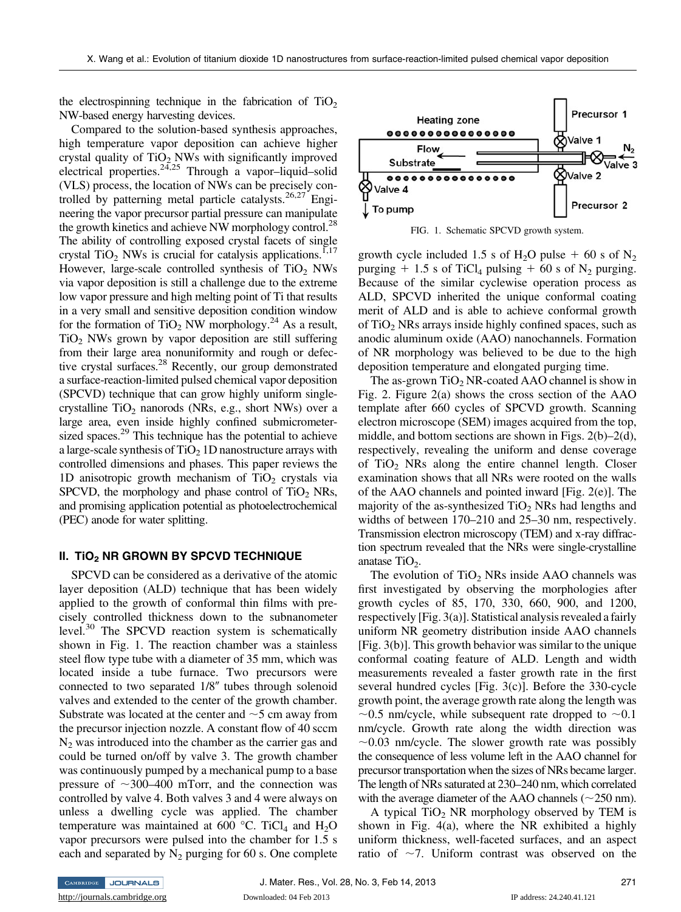the electrospinning technique in the fabrication of $TiO_2$ NW-based energy harvesting devices.

Compared to the solution-based synthesis approaches, high temperature vapor deposition can achieve higher crystal quality of $TiO_2$ NWs with significantly improved electrical properties.[24,25] Through a vapor–liquid–solid (VLS) process, the location of NWs can be precisely controlled by patterning metal particle catalysts.[26,27] Engineering the vapor precursor partial pressure can manipulate the growth kinetics and achieve NW morphology control.[28] The ability of controlling exposed crystal facets of single crystal $TiO_2$ NWs is crucial for catalysis applications.[1,17] However, large-scale controlled synthesis of $TiO_2$ NWs via vapor deposition is still a challenge due to the extreme low vapor pressure and high melting point of Ti that results in a very small and sensitive deposition condition window for the formation of $TiO_2$ NW morphology.[24] As a result, $TiO_2$ NWs grown by vapor deposition are still suffering from their large area nonuniformity and rough or defective crystal surfaces.[28] Recently, our group demonstrated a surface-reaction-limited pulsed chemical vapor deposition (SPCVD) technique that can grow highly uniform single-crystalline $TiO_2$ nanorods (NRs, e.g., short NWs) over a large area, even inside highly confined submicrometer-sized spaces.[29] This technique has the potential to achieve a large-scale synthesis of $TiO_2$ 1D nanostructure arrays with controlled dimensions and phases. This paper reviews the 1D anisotropic growth mechanism of $TiO_2$ crystals via SPCVD, the morphology and phase control of $TiO_2$ NRs, and promising application potential as photoelectrochemical (PEC) anode for water splitting.

## II. $TiO_2$ NR GROWN BY SPCVD TECHNIQUE

SPCVD can be considered as a derivative of the atomic layer deposition (ALD) technique that has been widely applied to the growth of conformal thin films with precisely controlled thickness down to the subnanometer level.[30] The SPCVD reaction system is schematically shown in Fig. 1. The reaction chamber was a stainless steel flow type tube with a diameter of 35 mm, which was located inside a tube furnace. Two precursors were connected to two separated 1/8″ tubes through solenoid valves and extended to the center of the growth chamber. Substrate was located at the center and ~5 cm away from the precursor injection nozzle. A constant flow of 40 sccm $N_2$ was introduced into the chamber as the carrier gas and could be turned on/off by valve 3. The growth chamber was continuously pumped by a mechanical pump to a base pressure of ~300–400 mTorr, and the connection was controlled by valve 4. Both valves 3 and 4 were always on unless a dwelling cycle was applied. The chamber temperature was maintained at 600 °C. $TiCl_4$ and $H_2O$ vapor precursors were pulsed into the chamber for 1.5 s each and separated by $N_2$ purging for 60 s. One complete growth cycle included 1.5 s of $H_2O$ pulse + 60 s of $N_2$ purging + 1.5 s of $TiCl_4$ pulsing + 60 s of $N_2$ purging. Because of the similar cyclewise operation process as ALD, SPCVD inherited the unique conformal coating merit of ALD and is able to achieve conformal growth of $TiO_2$ NRs arrays inside highly confined spaces, such as anodic aluminum oxide (AAO) nanochannels. Formation of NR morphology was believed to be due to the high deposition temperature and elongated purging time.

FIG. 1. Schematic SPCVD growth system.

The as-grown $TiO_2$ NR-coated AAO channel is show in Fig. 2. Figure 2(a) shows the cross section of the AAO template after 660 cycles of SPCVD growth. Scanning electron microscope (SEM) images acquired from the top, middle, and bottom sections are shown in Figs. 2(b)–2(d), respectively, revealing the uniform and dense coverage of $TiO_2$ NRs along the entire channel length. Closer examination shows that all NRs were rooted on the walls of the AAO channels and pointed inward [Fig. 2(e)]. The majority of the as-synthesized $TiO_2$ NRs had lengths and widths of between 170–210 and 25–30 nm, respectively. Transmission electron microscopy (TEM) and x-ray diffraction spectrum revealed that the NRs were single-crystalline anatase $TiO_2$.

The evolution of $TiO_2$ NRs inside AAO channels was first investigated by observing the morphologies after growth cycles of 85, 170, 330, 660, 900, and 1200, respectively [Fig. 3(a)]. Statistical analysis revealed a fairly uniform NR geometry distribution inside AAO channels [Fig. 3(b)]. This growth behavior was similar to the unique conformal coating feature of ALD. Length and width measurements revealed a faster growth rate in the first several hundred cycles [Fig. 3(c)]. Before the 330-cycle growth point, the average growth rate along the length was ~0.5 nm/cycle, while subsequent rate dropped to ~0.1 nm/cycle. Growth rate along the width direction was ~0.03 nm/cycle. The slower growth rate was possibly the consequence of less volume left in the AAO channel for precursor transportation when the sizes of NRs became larger. The length of NRs saturated at 230–240 nm, which correlated with the average diameter of the AAO channels (~250 nm).

A typical $TiO_2$ NR morphology observed by TEM is shown in Fig. 4(a), where the NR exhibited a highly uniform thickness, well-faceted surfaces, and an aspect ratio of ~7. Uniform contrast was observed on the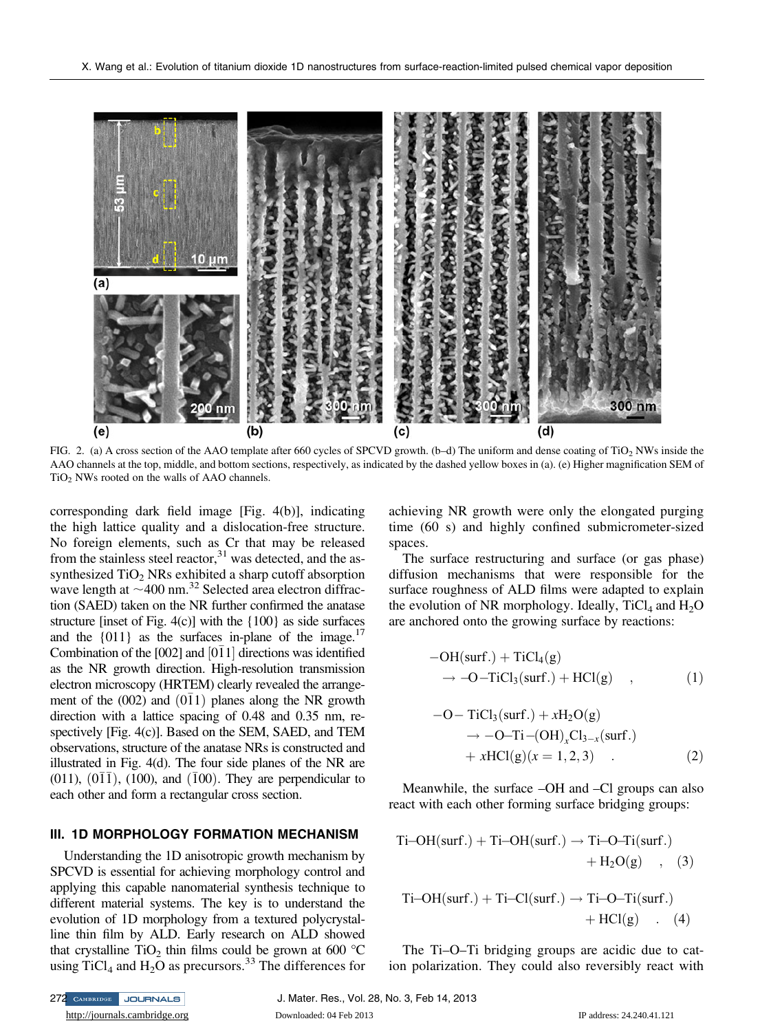FIG. 2. (a) A cross section of the AAO template after 660 cycles of SPCVD growth. (b–d) The uniform and dense coating of $TiO_2$ NWs inside the AAO channels at the top, middle, and bottom sections, respectively, as indicated by the dashed yellow boxes in (a). (e) Higher magnification SEM of $TiO_2$ NWs rooted on the walls of AAO channels.

corresponding dark field image [Fig. 4(b)], indicating the high lattice quality and a dislocation-free structure. No foreign elements, such as Cr that may be released from the stainless steel reactor,[31] was detected, and the as-synthesized $TiO_2$ NRs exhibited a sharp cutoff absorption wave length at ~400 nm.[32] Selected area electron diffraction (SAED) taken on the NR further confirmed the anatase structure [inset of Fig. 4(c)] with the {100} as side surfaces and the {011} as the surfaces in-plane of the image.[17] Combination of the [002] and $[0\bar{1}1]$ directions was identified as the NR growth direction. High-resolution transmission electron microscopy (HRTEM) clearly revealed the arrangement of the (002) and $(0\bar{1}1)$ planes along the NR growth direction with a lattice spacing of 0.48 and 0.35 nm, respectively [Fig. 4(c)]. Based on the SEM, SAED, and TEM observations, structure of the anatase NRs is constructed and illustrated in Fig. 4(d). The four side planes of the NR are (011), $(0\bar{1}\bar{1})$, (100), and $(\bar{1}00)$. They are perpendicular to each other and form a rectangular cross section.

## III. 1D MORPHOLOGY FORMATION MECHANISM

Understanding the 1D anisotropic growth mechanism by SPCVD is essential for achieving morphology control and applying this capable nanomaterial synthesis technique to different material systems. The key is to understand the evolution of 1D morphology from a textured polycrystalline thin film by ALD. Early research on ALD showed that crystalline $TiO_2$ thin films could be grown at 600 °C using $TiCl_4$ and $H_2O$ as precursors.[33] The differences for achieving NR growth were only the elongated purging time (60 s) and highly confined submicrometer-sized spaces.

The surface restructuring and surface (or gas phase) diffusion mechanisms that were responsible for the surface roughness of ALD films were adapted to explain the evolution of NR morphology. Ideally, $TiCl_4$ and $H_2O$ are anchored onto the growing surface by reactions:

$$-\mathrm{OH(surf.)} + \mathrm{TiCl_4(g)} \rightarrow -\mathrm{O{-}TiCl_3(surf.)} + \mathrm{HCl(g)} \quad , \qquad (1)$$

$$-\mathrm{O}-\mathrm{TiCl_3(surf.)} + x\mathrm{H_2O(g)} \rightarrow -\mathrm{O{-}Ti}-\mathrm{(OH)}_x\mathrm{Cl}_{3-x}\mathrm{(surf.)} + x\mathrm{HCl(g)} (x = 1, 2, 3) \quad . \qquad (2)$$

Meanwhile, the surface –OH and –Cl groups can also react with each other forming surface bridging groups:

$$\mathrm{Ti{-}OH(surf.)} + \mathrm{Ti{-}OH(surf.)} \rightarrow \mathrm{Ti{-}O{-}Ti(surf.)} + \mathrm{H_2O(g)} \quad , \quad (3)$$

$$\mathrm{Ti{-}OH(surf.)} + \mathrm{Ti{-}Cl(surf.)} \rightarrow \mathrm{Ti{-}O{-}Ti(surf.)} + \mathrm{HCl(g)} \quad . \quad (4)$$

The Ti–O–Ti bridging groups are acidic due to cation polarization. They could also reversibly react with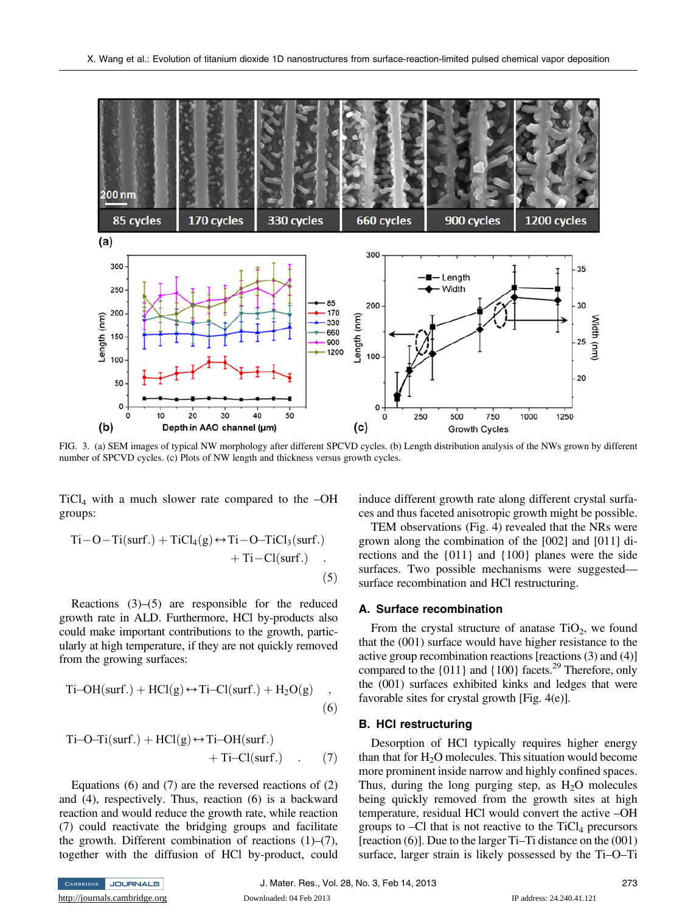FIG. 3. (a) SEM images of typical NW morphology after different SPCVD cycles. (b) Length distribution analysis of the NWs grown by different number of SPCVD cycles. (c) Plots of NW length and thickness versus growth cycles.

$TiCl_4$ with a much slower rate compared to the –OH groups:

$$\mathrm{Ti{-}O{-}Ti(surf.) + TiCl_4(g) \leftrightarrow Ti{-}O{-}TiCl_3(surf.) + Ti{-}Cl(surf.)} \quad . \tag{5}$$

Reactions (3)–(5) are responsible for the reduced growth rate in ALD. Furthermore, HCl by-products also could make important contributions to the growth, particularly at high temperature, if they are not quickly removed from the growing surfaces:

$$\mathrm{Ti{-}OH(surf.) + HCl(g) \leftrightarrow Ti{-}Cl(surf.) + H_2O(g)} \quad , \tag{6}$$

$$\mathrm{Ti{-}O{-}Ti(surf.) + HCl(g) \leftrightarrow Ti{-}OH(surf.) + Ti{-}Cl(surf.)} \quad . \tag{7}$$

Equations (6) and (7) are the reversed reactions of (2) and (4), respectively. Thus, reaction (6) is a backward reaction and would reduce the growth rate, while reaction (7) could reactivate the bridging groups and facilitate the growth. Different combination of reactions (1)–(7), together with the diffusion of HCl by-product, could induce different growth rate along different crystal surfaces and thus faceted anisotropic growth might be possible.

TEM observations (Fig. 4) revealed that the NRs were grown along the combination of the [002] and [011] directions and the {011} and {100} planes were the side surfaces. Two possible mechanisms were suggested—surface recombination and HCl restructuring.

### A. Surface recombination

From the crystal structure of anatase $TiO_2$, we found that the (001) surface would have higher resistance to the active group recombination reactions [reactions (3) and (4)] compared to the {011} and {100} facets.[29] Therefore, only the (001) surfaces exhibited kinks and ledges that were favorable sites for crystal growth [Fig. 4(e)].

### B. HCl restructuring

Desorption of HCl typically requires higher energy than that for $H_2O$ molecules. This situation would become more prominent inside narrow and highly confined spaces. Thus, during the long purging step, as $H_2O$ molecules being quickly removed from the growth sites at high temperature, residual HCl would convert the active –OH groups to –Cl that is not reactive to the $TiCl_4$ precursors [reaction (6)]. Due to the larger Ti–Ti distance on the (001) surface, larger strain is likely possessed by the Ti–O–Ti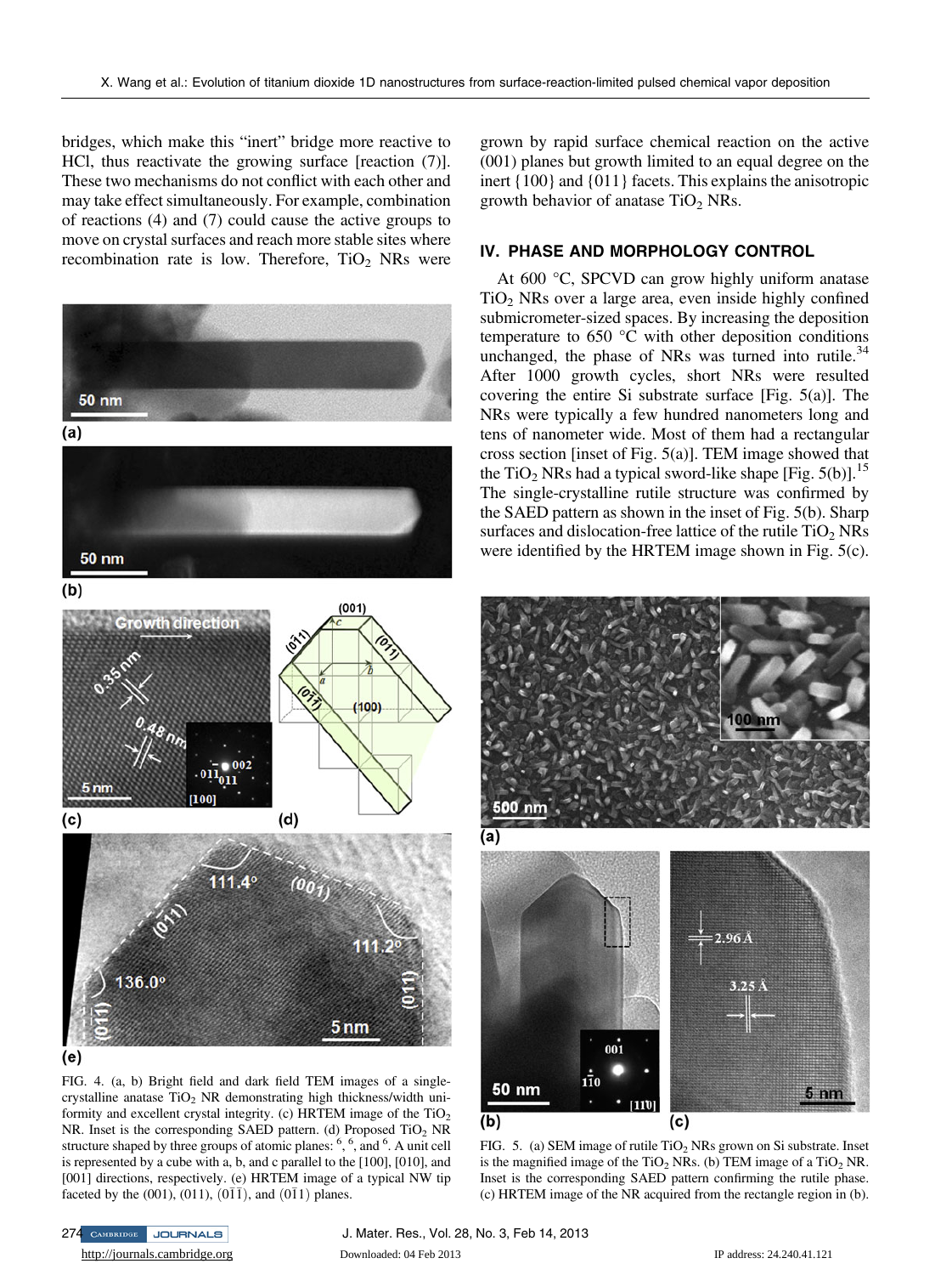bridges, which make this "inert" bridge more reactive to HCl, thus reactivate the growing surface [reaction (7)]. These two mechanisms do not conflict with each other and may take effect simultaneously. For example, combination of reactions (4) and (7) could cause the active groups to move on crystal surfaces and reach more stable sites where recombination rate is low. Therefore, $TiO_2$ NRs were grown by rapid surface chemical reaction on the active (001) planes but growth limited to an equal degree on the inert {100} and {011} facets. This explains the anisotropic growth behavior of anatase $TiO_2$ NRs.

FIG. 4. (a, b) Bright field and dark field TEM images of a single-crystalline anatase $TiO_2$ NR demonstrating high thickness/width uniformity and excellent crystal integrity. (c) HRTEM image of the $TiO_2$ NR. Inset is the corresponding SAED pattern. (d) Proposed $TiO_2$ NR structure shaped by three groups of atomic planes: [6], [6], and [6]. A unit cell is represented by a cube with a, b, and c parallel to the [100], [010], and [001] directions, respectively. (e) HRTEM image of a typical NW tip faceted by the (001), (011), $(0\bar{1}\bar{1})$, and $(0\bar{1}1)$ planes.

## IV. PHASE AND MORPHOLOGY CONTROL

At 600 °C, SPCVD can grow highly uniform anatase $TiO_2$ NRs over a large area, even inside highly confined submicrometer-sized spaces. By increasing the deposition temperature to 650 °C with other deposition conditions unchanged, the phase of NRs was turned into rutile.[34] After 1000 growth cycles, short NRs were resulted covering the entire Si substrate surface [Fig. 5(a)]. The NRs were typically a few hundred nanometers long and tens of nanometer wide. Most of them had a rectangular cross section [inset of Fig. 5(a)]. TEM image showed that the $TiO_2$ NRs had a typical sword-like shape [Fig. 5(b)].[15] The single-crystalline rutile structure was confirmed by the SAED pattern as shown in the inset of Fig. 5(b). Sharp surfaces and dislocation-free lattice of the rutile $TiO_2$ NRs were identified by the HRTEM image shown in Fig. 5(c).

FIG. 5. (a) SEM image of rutile $TiO_2$ NRs grown on Si substrate. Inset is the magnified image of the $TiO_2$ NRs. (b) TEM image of a $TiO_2$ NR. Inset is the corresponding SAED pattern confirming the rutile phase. (c) HRTEM image of the NR acquired from the rectangle region in (b).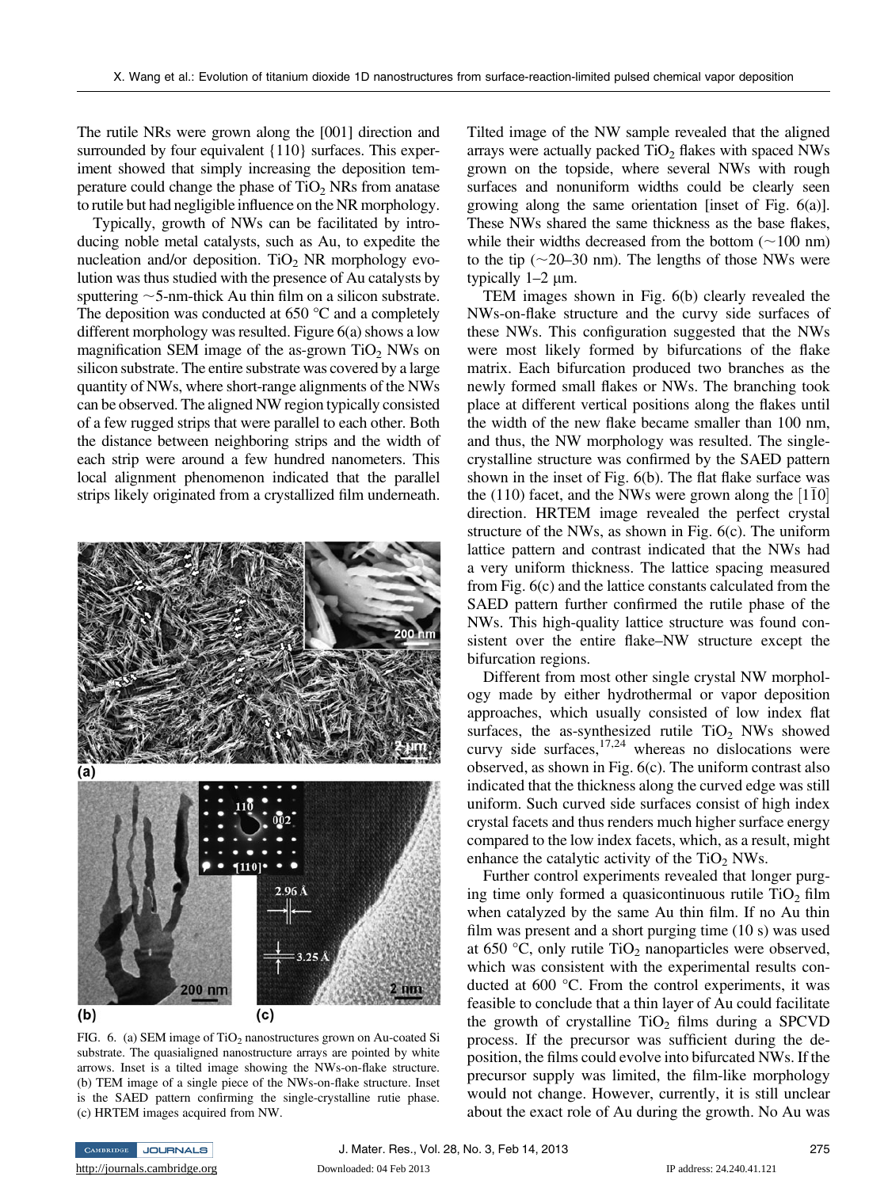The rutile NRs were grown along the [001] direction and surrounded by four equivalent {110} surfaces. This experiment showed that simply increasing the deposition temperature could change the phase of $TiO_2$ NRs from anatase to rutile but had negligible influence on the NR morphology.

Typically, growth of NWs can be facilitated by introducing noble metal catalysts, such as Au, to expedite the nucleation and/or deposition. $TiO_2$ NR morphology evolution was thus studied with the presence of Au catalysts by sputtering ~5-nm-thick Au thin film on a silicon substrate. The deposition was conducted at 650 °C and a completely different morphology was resulted. Figure 6(a) shows a low magnification SEM image of the as-grown $TiO_2$ NWs on silicon substrate. The entire substrate was covered by a large quantity of NWs, where short-range alignments of the NWs can be observed. The aligned NW region typically consisted of a few rugged strips that were parallel to each other. Both the distance between neighboring strips and the width of each strip were around a few hundred nanometers. This local alignment phenomenon indicated that the parallel strips likely originated from a crystallized film underneath.

FIG. 6. (a) SEM image of $TiO_2$ nanostructures grown on Au-coated Si substrate. The quasialigned nanostructure arrays are pointed by white arrows. Inset is a tilted image showing the NWs-on-flake structure. (b) TEM image of a single piece of the NWs-on-flake structure. Inset is the SAED pattern confirming the single-crystalline rutie phase. (c) HRTEM images acquired from NW.

Tilted image of the NW sample revealed that the aligned arrays were actually packed $TiO_2$ flakes with spaced NWs grown on the topside, where several NWs with rough surfaces and nonuniform widths could be clearly seen growing along the same orientation [inset of Fig. 6(a)]. These NWs shared the same thickness as the base flakes, while their widths decreased from the bottom (~100 nm) to the tip (~20–30 nm). The lengths of those NWs were typically 1–2 μm.

TEM images shown in Fig. 6(b) clearly revealed the NWs-on-flake structure and the curvy side surfaces of these NWs. This configuration suggested that the NWs were most likely formed by bifurcations of the flake matrix. Each bifurcation produced two branches as the newly formed small flakes or NWs. The branching took place at different vertical positions along the flakes until the width of the new flake became smaller than 100 nm, and thus, the NW morphology was resulted. The single-crystalline structure was confirmed by the SAED pattern shown in the inset of Fig. 6(b). The flat flake surface was the (110) facet, and the NWs were grown along the $[1\bar{1}0]$ direction. HRTEM image revealed the perfect crystal structure of the NWs, as shown in Fig. 6(c). The uniform lattice pattern and contrast indicated that the NWs had a very uniform thickness. The lattice spacing measured from Fig. 6(c) and the lattice constants calculated from the SAED pattern further confirmed the rutile phase of the NWs. This high-quality lattice structure was found consistent over the entire flake–NW structure except the bifurcation regions.

Different from most other single crystal NW morphology made by either hydrothermal or vapor deposition approaches, which usually consisted of low index flat surfaces, the as-synthesized rutile $TiO_2$ NWs showed curvy side surfaces,[17,24] whereas no dislocations were observed, as shown in Fig. 6(c). The uniform contrast also indicated that the thickness along the curved edge was still uniform. Such curved side surfaces consist of high index crystal facets and thus renders much higher surface energy compared to the low index facets, which, as a result, might enhance the catalytic activity of the $TiO_2$ NWs.

Further control experiments revealed that longer purging time only formed a quasicontinuous rutile $TiO_2$ film when catalyzed by the same Au thin film. If no Au thin film was present and a short purging time (10 s) was used at 650 °C, only rutile $TiO_2$ nanoparticles were observed, which was consistent with the experimental results conducted at 600 °C. From the control experiments, it was feasible to conclude that a thin layer of Au could facilitate the growth of crystalline $TiO_2$ films during a SPCVD process. If the precursor was sufficient during the deposition, the films could evolve into bifurcated NWs. If the precursor supply was limited, the film-like morphology would not change. However, currently, it is still unclear about the exact role of Au during the growth. No Au was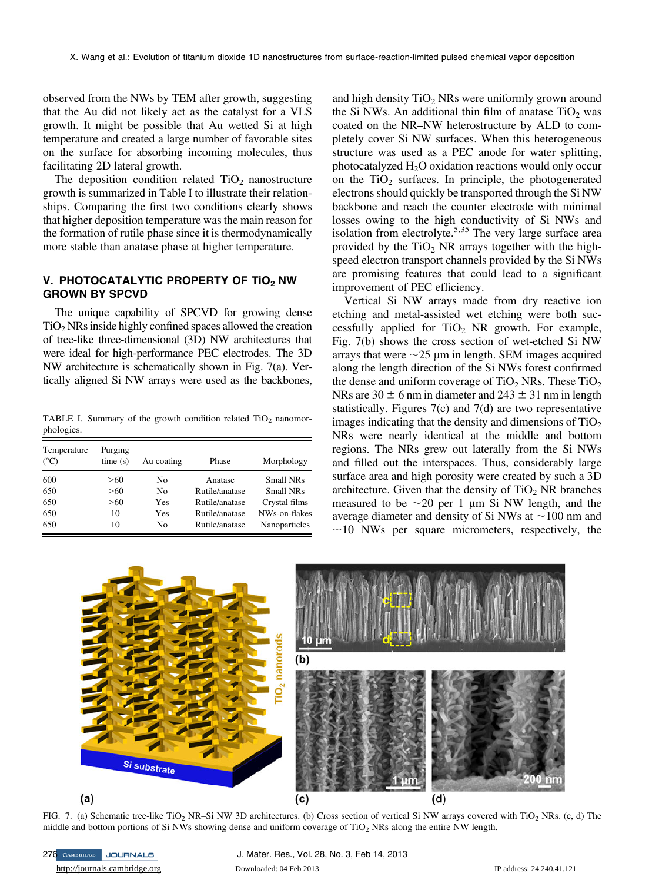observed from the NWs by TEM after growth, suggesting that the Au did not likely act as the catalyst for a VLS growth. It might be possible that Au wetted Si at high temperature and created a large number of favorable sites on the surface for absorbing incoming molecules, thus facilitating 2D lateral growth.

The deposition condition related $TiO_2$ nanostructure growth is summarized in Table I to illustrate their relationships. Comparing the first two conditions clearly shows that higher deposition temperature was the main reason for the formation of rutile phase since it is thermodynamically more stable than anatase phase at higher temperature.

## V. PHOTOCATALYTIC PROPERTY OF $TiO_2$ NW GROWN BY SPCVD

The unique capability of SPCVD for growing dense $TiO_2$ NRs inside highly confined spaces allowed the creation of tree-like three-dimensional (3D) NW architectures that were ideal for high-performance PEC electrodes. The 3D NW architecture is schematically shown in Fig. 7(a). Vertically aligned Si NW arrays were used as the backbones, and high density $TiO_2$ NRs were uniformly grown around the Si NWs. An additional thin film of anatase $TiO_2$ was coated on the NR–NW heterostructure by ALD to completely cover Si NW surfaces. When this heterogeneous structure was used as a PEC anode for water splitting, photocatalyzed $H_2O$ oxidation reactions would only occur on the $TiO_2$ surfaces. In principle, the photogenerated electrons should quickly be transported through the Si NW backbone and reach the counter electrode with minimal losses owing to the high conductivity of Si NWs and isolation from electrolyte.[5,35] The very large surface area provided by the $TiO_2$ NR arrays together with the high-speed electron transport channels provided by the Si NWs are promising features that could lead to a significant improvement of PEC efficiency.

TABLE I. Summary of the growth condition related $TiO_2$ nanomorphologies.

| Temperature (°C) | Purging time (s) | Au coating | Phase | Morphology |
|---|---|---|---|---|
| 600 | >60 | No | Anatase | Small NRs |
| 650 | >60 | No | Rutile/anatase | Small NRs |
| 650 | >60 | Yes | Rutile/anatase | Crystal films |
| 650 | 10 | Yes | Rutile/anatase | NWs-on-flakes |
| 650 | 10 | No | Rutile/anatase | Nanoparticles |

Vertical Si NW arrays made from dry reactive ion etching and metal-assisted wet etching were both successfully applied for $TiO_2$ NR growth. For example, Fig. 7(b) shows the cross section of wet-etched Si NW arrays that were ~25 μm in length. SEM images acquired along the length direction of the Si NWs forest confirmed the dense and uniform coverage of $TiO_2$ NRs. These $TiO_2$ NRs are $30 \pm 6$ nm in diameter and $243 \pm 31$ nm in length statistically. Figures 7(c) and 7(d) are two representative images indicating that the density and dimensions of $TiO_2$ NRs were nearly identical at the middle and bottom regions. The NRs grew out laterally from the Si NWs and filled out the interspaces. Thus, considerably large surface area and high porosity were created by such a 3D architecture. Given that the density of $TiO_2$ NR branches measured to be ~20 per 1 μm Si NW length, and the average diameter and density of Si NWs at ~100 nm and ~10 NWs per square micrometers, respectively, the

FIG. 7. (a) Schematic tree-like $TiO_2$ NR–Si NW 3D architectures. (b) Cross section of vertical Si NW arrays covered with $TiO_2$ NRs. (c, d) The middle and bottom portions of Si NWs showing dense and uniform coverage of $TiO_2$ NRs along the entire NW length.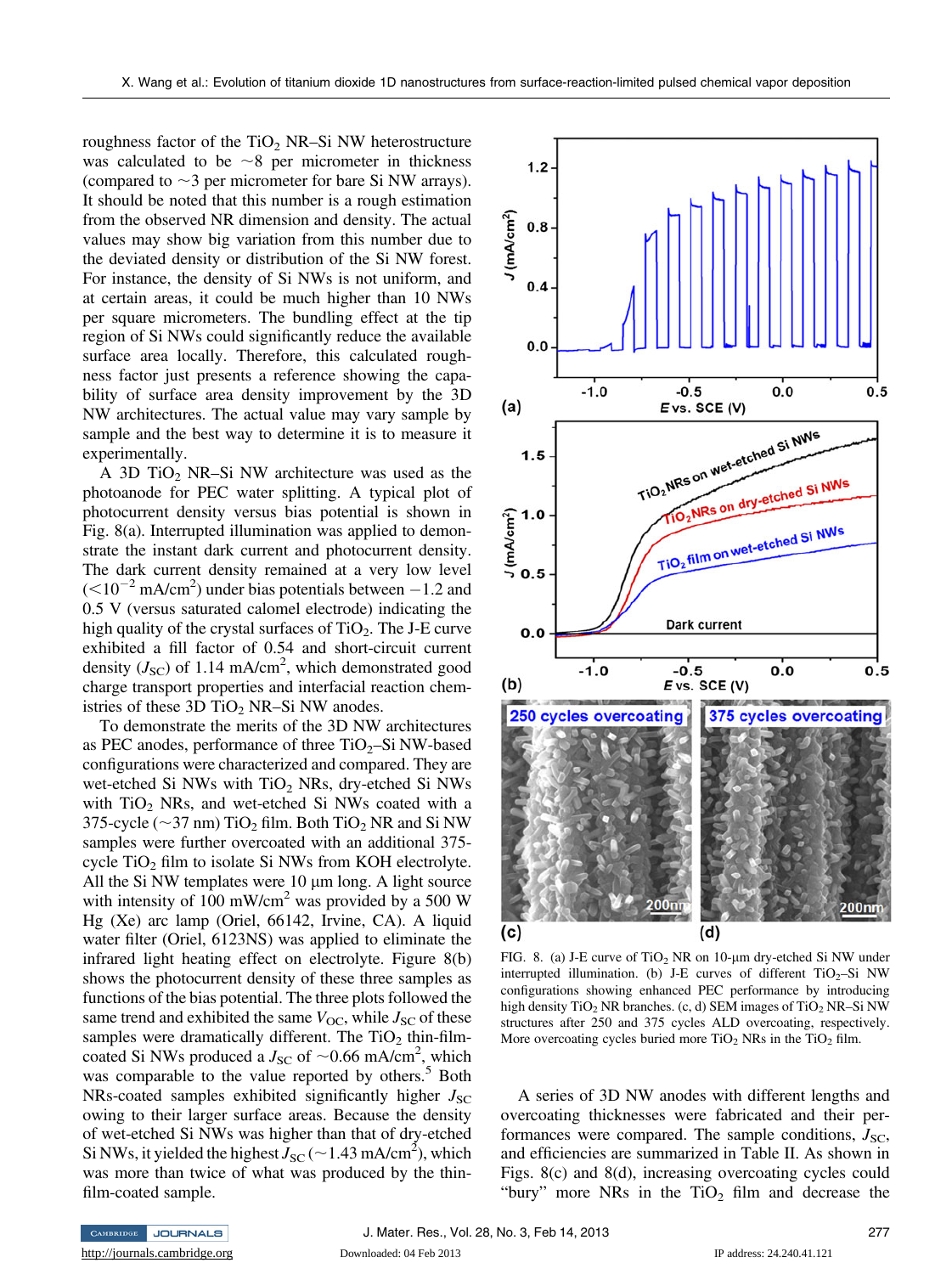roughness factor of the $TiO_2$ NR–Si NW heterostructure was calculated to be ~8 per micrometer in thickness (compared to ~3 per micrometer for bare Si NW arrays). It should be noted that this number is a rough estimation from the observed NR dimension and density. The actual values may show big variation from this number due to the deviated density or distribution of the Si NW forest. For instance, the density of Si NWs is not uniform, and at certain areas, it could be much higher than 10 NWs per square micrometers. The bundling effect at the tip region of Si NWs could significantly reduce the available surface area locally. Therefore, this calculated roughness factor just presents a reference showing the capability of surface area density improvement by the 3D NW architectures. The actual value may vary sample by sample and the best way to determine it is to measure it experimentally.

A 3D $TiO_2$ NR–Si NW architecture was used as the photoanode for PEC water splitting. A typical plot of photocurrent density versus bias potential is shown in Fig. 8(a). Interrupted illumination was applied to demonstrate the instant dark current and photocurrent density. The dark current density remained at a very low level ($<10^{-2}$ mA/cm$^2$) under bias potentials between −1.2 and 0.5 V (versus saturated calomel electrode) indicating the high quality of the crystal surfaces of $TiO_2$. The J-E curve exhibited a fill factor of 0.54 and short-circuit current density ($J_{SC}$) of 1.14 mA/cm$^2$, which demonstrated good charge transport properties and interfacial reaction chemistries of these 3D $TiO_2$ NR–Si NW anodes.

To demonstrate the merits of the 3D NW architectures as PEC anodes, performance of three $TiO_2$–Si NW-based configurations were characterized and compared. They are wet-etched Si NWs with $TiO_2$ NRs, dry-etched Si NWs with $TiO_2$ NRs, and wet-etched Si NWs coated with a 375-cycle (~37 nm) $TiO_2$ film. Both $TiO_2$ NR and Si NW samples were further overcoated with an additional 375-cycle $TiO_2$ film to isolate Si NWs from KOH electrolyte. All the Si NW templates were 10 μm long. A light source with intensity of 100 mW/cm$^2$ was provided by a 500 W Hg (Xe) arc lamp (Oriel, 66142, Irvine, CA). A liquid water filter (Oriel, 6123NS) was applied to eliminate the infrared light heating effect on electrolyte. Figure 8(b) shows the photocurrent density of these three samples as functions of the bias potential. The three plots followed the same trend and exhibited the same $V_{OC}$, while $J_{SC}$ of these samples were dramatically different. The $TiO_2$ thin-film-coated Si NWs produced a $J_{SC}$ of ~0.66 mA/cm$^2$, which was comparable to the value reported by others.[5] Both NRs-coated samples exhibited significantly higher $J_{SC}$ owing to their larger surface areas. Because the density of wet-etched Si NWs was higher than that of dry-etched Si NWs, it yielded the highest $J_{SC}$ (~1.43 mA/cm$^2$), which was more than twice of what was produced by the thin-film-coated sample.

FIG. 8. (a) J-E curve of $TiO_2$ NR on 10-μm dry-etched Si NW under interrupted illumination. (b) J-E curves of different $TiO_2$–Si NW configurations showing enhanced PEC performance by introducing high density $TiO_2$ NR branches. (c, d) SEM images of $TiO_2$ NR–Si NW structures after 250 and 375 cycles ALD overcoating, respectively. More overcoating cycles buried more $TiO_2$ NRs in the $TiO_2$ film.

A series of 3D NW anodes with different lengths and overcoating thicknesses were fabricated and their performances were compared. The sample conditions, $J_{SC}$, and efficiencies are summarized in Table II. As shown in Figs. 8(c) and 8(d), increasing overcoating cycles could "bury" more NRs in the $TiO_2$ film and decrease the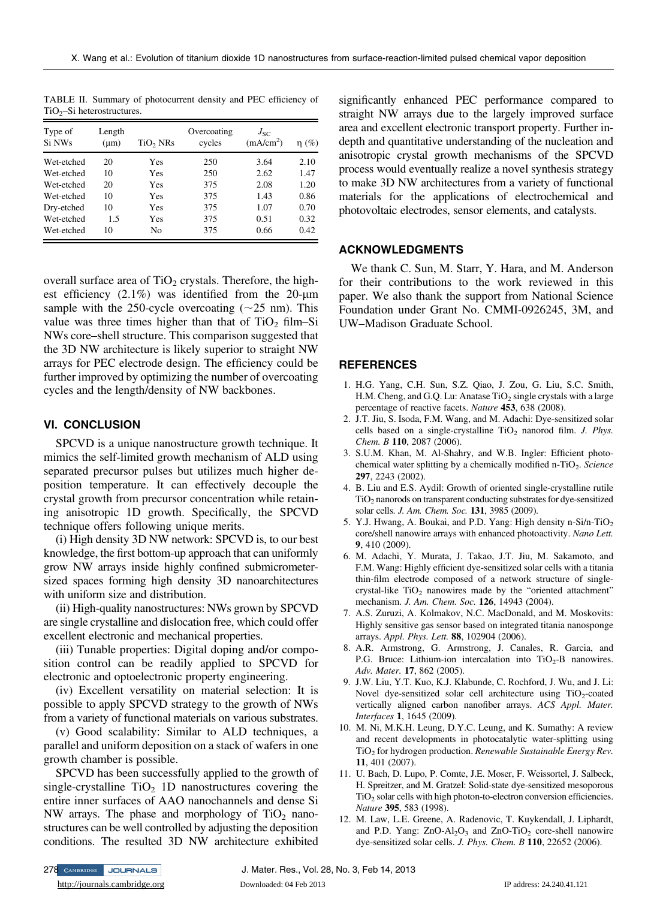TABLE II. Summary of photocurrent density and PEC efficiency of $TiO_2$–Si heterostructures.

| Type of Si NWs | Length (μm) | $TiO_2$ NRs | Overcoating cycles | $J_{SC}$ (mA/cm$^2$) | η (%) |
|---|---|---|---|---|---|
| Wet-etched | 20 | Yes | 250 | 3.64 | 2.10 |
| Wet-etched | 10 | Yes | 250 | 2.62 | 1.47 |
| Wet-etched | 20 | Yes | 375 | 2.08 | 1.20 |
| Wet-etched | 10 | Yes | 375 | 1.43 | 0.86 |
| Dry-etched | 10 | Yes | 375 | 1.07 | 0.70 |
| Wet-etched | 1.5 | Yes | 375 | 0.51 | 0.32 |
| Wet-etched | 10 | No | 375 | 0.66 | 0.42 |

overall surface area of $TiO_2$ crystals. Therefore, the highest efficiency (2.1%) was identified from the 20-μm sample with the 250-cycle overcoating (~25 nm). This value was three times higher than that of $TiO_2$ film–Si NWs core–shell structure. This comparison suggested that the 3D NW architecture is likely superior to straight NW arrays for PEC electrode design. The efficiency could be further improved by optimizing the number of overcoating cycles and the length/density of NW backbones.

## VI. CONCLUSION

SPCVD is a unique nanostructure growth technique. It mimics the self-limited growth mechanism of ALD using separated precursor pulses but utilizes much higher deposition temperature. It can effectively decouple the crystal growth from precursor concentration while retaining anisotropic 1D growth. Specifically, the SPCVD technique offers following unique merits.

(i) High density 3D NW network: SPCVD is, to our best knowledge, the first bottom-up approach that can uniformly grow NW arrays inside highly confined submicrometer-sized spaces forming high density 3D nanoarchitectures with uniform size and distribution.

(ii) High-quality nanostructures: NWs grown by SPCVD are single crystalline and dislocation free, which could offer excellent electronic and mechanical properties.

(iii) Tunable properties: Digital doping and/or composition control can be readily applied to SPCVD for electronic and optoelectronic property engineering.

(iv) Excellent versatility on material selection: It is possible to apply SPCVD strategy to the growth of NWs from a variety of functional materials on various substrates.

(v) Good scalability: Similar to ALD techniques, a parallel and uniform deposition on a stack of wafers in one growth chamber is possible.

SPCVD has been successfully applied to the growth of single-crystalline $TiO_2$ 1D nanostructures covering the entire inner surfaces of AAO nanochannels and dense Si NW arrays. The phase and morphology of $TiO_2$ nanostructures can be well controlled by adjusting the deposition conditions. The resulted 3D NW architecture exhibited significantly enhanced PEC performance compared to straight NW arrays due to the largely improved surface area and excellent electronic transport property. Further in-depth and quantitative understanding of the nucleation and anisotropic crystal growth mechanisms of the SPCVD process would eventually realize a novel synthesis strategy to make 3D NW architectures from a variety of functional materials for the applications of electrochemical and photovoltaic electrodes, sensor elements, and catalysts.

## ACKNOWLEDGMENTS

We thank C. Sun, M. Starr, Y. Hara, and M. Anderson for their contributions to the work reviewed in this paper. We also thank the support from National Science Foundation under Grant No. CMMI-0926245, 3M, and UW–Madison Graduate School.

## REFERENCES

1. H.G. Yang, C.H. Sun, S.Z. Qiao, J. Zou, G. Liu, S.C. Smith, H.M. Cheng, and G.Q. Lu: Anatase $TiO_2$ single crystals with a large percentage of reactive facets. *Nature* **453**, 638 (2008).
2. J.T. Jiu, S. Isoda, F.M. Wang, and M. Adachi: Dye-sensitized solar cells based on a single-crystalline $TiO_2$ nanorod film. *J. Phys. Chem. B* **110**, 2087 (2006).
3. S.U.M. Khan, M. Al-Shahry, and W.B. Ingler: Efficient photochemical water splitting by a chemically modified n-$TiO_2$. *Science* **297**, 2243 (2002).
4. B. Liu and E.S. Aydil: Growth of oriented single-crystalline rutile $TiO_2$ nanorods on transparent conducting substrates for dye-sensitized solar cells. *J. Am. Chem. Soc.* **131**, 3985 (2009).
5. Y.J. Hwang, A. Boukai, and P.D. Yang: High density n-Si/n-$TiO_2$ core/shell nanowire arrays with enhanced photoactivity. *Nano Lett.* **9**, 410 (2009).
6. M. Adachi, Y. Murata, J. Takao, J.T. Jiu, M. Sakamoto, and F.M. Wang: Highly efficient dye-sensitized solar cells with a titania thin-film electrode composed of a network structure of single-crystal-like $TiO_2$ nanowires made by the "oriented attachment" mechanism. *J. Am. Chem. Soc.* **126**, 14943 (2004).
7. A.S. Zuruzi, A. Kolmakov, N.C. MacDonald, and M. Moskovits: Highly sensitive gas sensor based on integrated titania nanosponge arrays. *Appl. Phys. Lett.* **88**, 102904 (2006).
8. A.R. Armstrong, G. Armstrong, J. Canales, R. Garcia, and P.G. Bruce: Lithium-ion intercalation into $TiO_2$-B nanowires. *Adv. Mater.* **17**, 862 (2005).
9. J.W. Liu, Y.T. Kuo, K.J. Klabunde, C. Rochford, J. Wu, and J. Li: Novel dye-sensitized solar cell architecture using $TiO_2$-coated vertically aligned carbon nanofiber arrays. *ACS Appl. Mater. Interfaces* **1**, 1645 (2009).
10. M. Ni, M.K.H. Leung, D.Y.C. Leung, and K. Sumathy: A review and recent developments in photocatalytic water-splitting using $TiO_2$ for hydrogen production. *Renewable Sustainable Energy Rev.* **11**, 401 (2007).
11. U. Bach, D. Lupo, P. Comte, J.E. Moser, F. Weissortel, J. Salbeck, H. Spreitzer, and M. Gratzel: Solid-state dye-sensitized mesoporous $TiO_2$ solar cells with high photon-to-electron conversion efficiencies. *Nature* **395**, 583 (1998).
12. M. Law, L.E. Greene, A. Radenovic, T. Kuykendall, J. Liphardt, and P.D. Yang: ZnO-$Al_2O_3$ and ZnO-$TiO_2$ core-shell nanowire dye-sensitized solar cells. *J. Phys. Chem. B* **110**, 22652 (2006).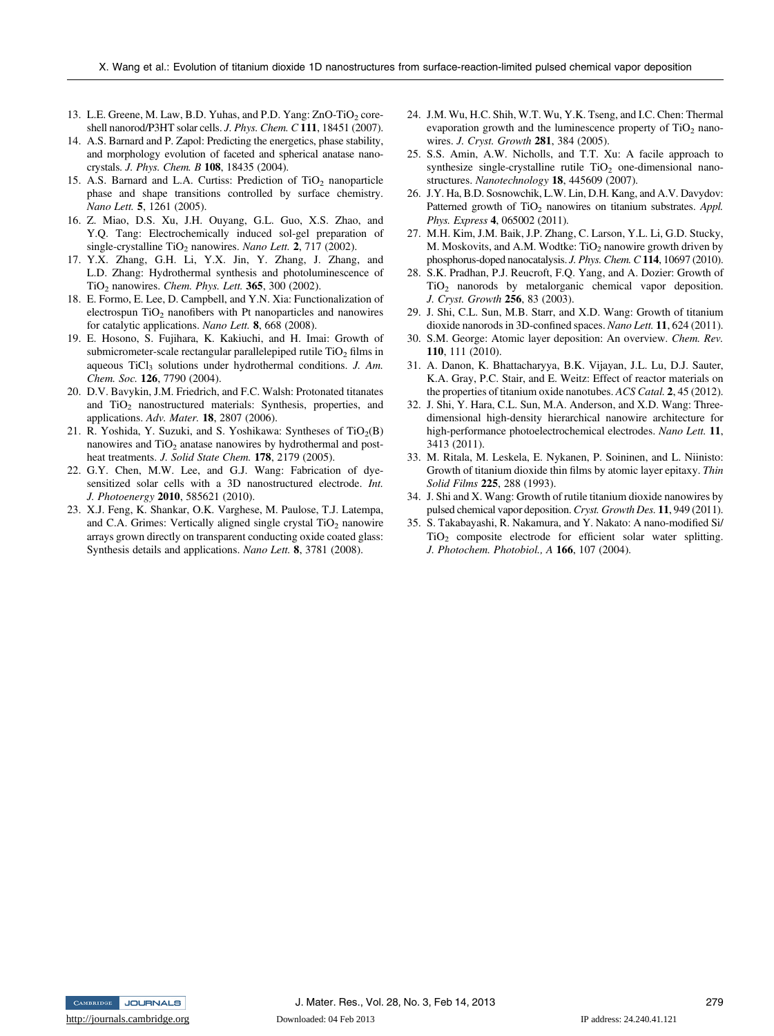13. L.E. Greene, M. Law, B.D. Yuhas, and P.D. Yang: ZnO-$TiO_2$ core-shell nanorod/P3HT solar cells. *J. Phys. Chem. C* **111**, 18451 (2007).
14. A.S. Barnard and P. Zapol: Predicting the energetics, phase stability, and morphology evolution of faceted and spherical anatase nanocrystals. *J. Phys. Chem. B* **108**, 18435 (2004).
15. A.S. Barnard and L.A. Curtiss: Prediction of $TiO_2$ nanoparticle phase and shape transitions controlled by surface chemistry. *Nano Lett.* **5**, 1261 (2005).
16. Z. Miao, D.S. Xu, J.H. Ouyang, G.L. Guo, X.S. Zhao, and Y.Q. Tang: Electrochemically induced sol-gel preparation of single-crystalline $TiO_2$ nanowires. *Nano Lett.* **2**, 717 (2002).
17. Y.X. Zhang, G.H. Li, Y.X. Jin, Y. Zhang, J. Zhang, and L.D. Zhang: Hydrothermal synthesis and photoluminescence of $TiO_2$ nanowires. *Chem. Phys. Lett.* **365**, 300 (2002).
18. E. Formo, E. Lee, D. Campbell, and Y.N. Xia: Functionalization of electrospun $TiO_2$ nanofibers with Pt nanoparticles and nanowires for catalytic applications. *Nano Lett.* **8**, 668 (2008).
19. E. Hosono, S. Fujihara, K. Kakiuchi, and H. Imai: Growth of submicrometer-scale rectangular parallelepiped rutile $TiO_2$ films in aqueous $TiCl_3$ solutions under hydrothermal conditions. *J. Am. Chem. Soc.* **126**, 7790 (2004).
20. D.V. Bavykin, J.M. Friedrich, and F.C. Walsh: Protonated titanates and $TiO_2$ nanostructured materials: Synthesis, properties, and applications. *Adv. Mater.* **18**, 2807 (2006).
21. R. Yoshida, Y. Suzuki, and S. Yoshikawa: Syntheses of $TiO_2$(B) nanowires and $TiO_2$ anatase nanowires by hydrothermal and post-heat treatments. *J. Solid State Chem.* **178**, 2179 (2005).
22. G.Y. Chen, M.W. Lee, and G.J. Wang: Fabrication of dye-sensitized solar cells with a 3D nanostructured electrode. *Int. J. Photoenergy* **2010**, 585621 (2010).
23. X.J. Feng, K. Shankar, O.K. Varghese, M. Paulose, T.J. Latempa, and C.A. Grimes: Vertically aligned single crystal $TiO_2$ nanowire arrays grown directly on transparent conducting oxide coated glass: Synthesis details and applications. *Nano Lett.* **8**, 3781 (2008).
24. J.M. Wu, H.C. Shih, W.T. Wu, Y.K. Tseng, and I.C. Chen: Thermal evaporation growth and the luminescence property of $TiO_2$ nanowires. *J. Cryst. Growth* **281**, 384 (2005).
25. S.S. Amin, A.W. Nicholls, and T.T. Xu: A facile approach to synthesize single-crystalline rutile $TiO_2$ one-dimensional nanostructures. *Nanotechnology* **18**, 445609 (2007).
26. J.Y. Ha, B.D. Sosnowchik, L.W. Lin, D.H. Kang, and A.V. Davydov: Patterned growth of $TiO_2$ nanowires on titanium substrates. *Appl. Phys. Express* **4**, 065002 (2011).
27. M.H. Kim, J.M. Baik, J.P. Zhang, C. Larson, Y.L. Li, G.D. Stucky, M. Moskovits, and A.M. Wodtke: $TiO_2$ nanowire growth driven by phosphorus-doped nanocatalysis. *J. Phys. Chem. C* **114**, 10697 (2010).
28. S.K. Pradhan, P.J. Reucroft, F.Q. Yang, and A. Dozier: Growth of $TiO_2$ nanorods by metalorganic chemical vapor deposition. *J. Cryst. Growth* **256**, 83 (2003).
29. J. Shi, C.L. Sun, M.B. Starr, and X.D. Wang: Growth of titanium dioxide nanorods in 3D-confined spaces. *Nano Lett.* **11**, 624 (2011).
30. S.M. George: Atomic layer deposition: An overview. *Chem. Rev.* **110**, 111 (2010).
31. A. Danon, K. Bhattacharyya, B.K. Vijayan, J.L. Lu, D.J. Sauter, K.A. Gray, P.C. Stair, and E. Weitz: Effect of reactor materials on the properties of titanium oxide nanotubes. *ACS Catal.* **2**, 45 (2012).
32. J. Shi, Y. Hara, C.L. Sun, M.A. Anderson, and X.D. Wang: Three-dimensional high-density hierarchical nanowire architecture for high-performance photoelectrochemical electrodes. *Nano Lett.* **11**, 3413 (2011).
33. M. Ritala, M. Leskela, E. Nykanen, P. Soininen, and L. Niinisto: Growth of titanium dioxide thin films by atomic layer epitaxy. *Thin Solid Films* **225**, 288 (1993).
34. J. Shi and X. Wang: Growth of rutile titanium dioxide nanowires by pulsed chemical vapor deposition. *Cryst. Growth Des.* **11**, 949 (2011).
35. S. Takabayashi, R. Nakamura, and Y. Nakato: A nano-modified Si/$TiO_2$ composite electrode for efficient solar water splitting. *J. Photochem. Photobiol., A* **166**, 107 (2004).